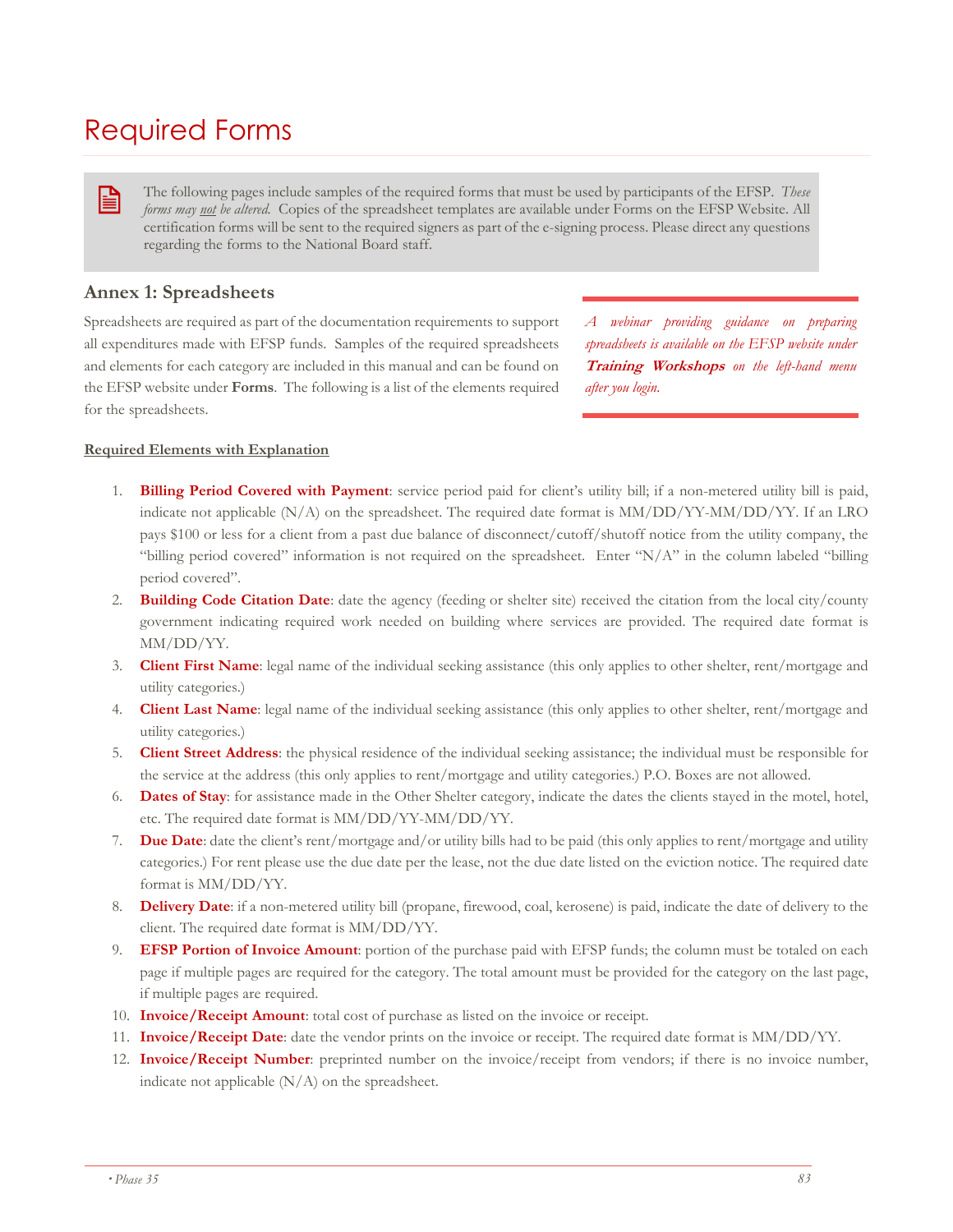# Required Forms

The following pages include samples of the required forms that must be used by participants of the EFSP. *These forms may not be altered.* Copies of the spreadsheet templates are available under Forms on the EFSP Website. All certification forms will be sent to the required signers as part of the e-signing process. Please direct any questions regarding the forms to the National Board staff.

## Annex 1: Spreadsheets

Spreadsheets are required as part of the documentation requirements to support all expenditures made with EFSP funds. Samples of the required spreadsheets and elements for each category are included in this manual and can be found on the EFSP website under **Forms**. The following is a list of the elements required for the spreadsheets.

*A webinar providing guidance on preparing spreadsheets is available on the EFSP website under **Training Workshops** on the left-hand menu after you login.*

**Required Elements with Explanation**

1. **Billing Period Covered with Payment**: service period paid for client's utility bill; if a non-metered utility bill is paid, indicate not applicable (N/A) on the spreadsheet. The required date format is MM/DD/YY-MM/DD/YY. If an LRO pays $100 or less for a client from a past due balance of disconnect/cutoff/shutoff notice from the utility company, the "billing period covered" information is not required on the spreadsheet. Enter "N/A" in the column labeled "billing period covered".
2. **Building Code Citation Date**: date the agency (feeding or shelter site) received the citation from the local city/county government indicating required work needed on building where services are provided. The required date format is MM/DD/YY.
3. **Client First Name**: legal name of the individual seeking assistance (this only applies to other shelter, rent/mortgage and utility categories.)
4. **Client Last Name**: legal name of the individual seeking assistance (this only applies to other shelter, rent/mortgage and utility categories.)
5. **Client Street Address**: the physical residence of the individual seeking assistance; the individual must be responsible for the service at the address (this only applies to rent/mortgage and utility categories.) P.O. Boxes are not allowed.
6. **Dates of Stay**: for assistance made in the Other Shelter category, indicate the dates the clients stayed in the motel, hotel, etc. The required date format is MM/DD/YY-MM/DD/YY.
7. **Due Date**: date the client's rent/mortgage and/or utility bills had to be paid (this only applies to rent/mortgage and utility categories.) For rent please use the due date per the lease, not the due date listed on the eviction notice. The required date format is MM/DD/YY.
8. **Delivery Date**: if a non-metered utility bill (propane, firewood, coal, kerosene) is paid, indicate the date of delivery to the client. The required date format is MM/DD/YY.
9. **EFSP Portion of Invoice Amount**: portion of the purchase paid with EFSP funds; the column must be totaled on each page if multiple pages are required for the category. The total amount must be provided for the category on the last page, if multiple pages are required.
10. **Invoice/Receipt Amount**: total cost of purchase as listed on the invoice or receipt.
11. **Invoice/Receipt Date**: date the vendor prints on the invoice or receipt. The required date format is MM/DD/YY.
12. **Invoice/Receipt Number**: preprinted number on the invoice/receipt from vendors; if there is no invoice number, indicate not applicable (N/A) on the spreadsheet.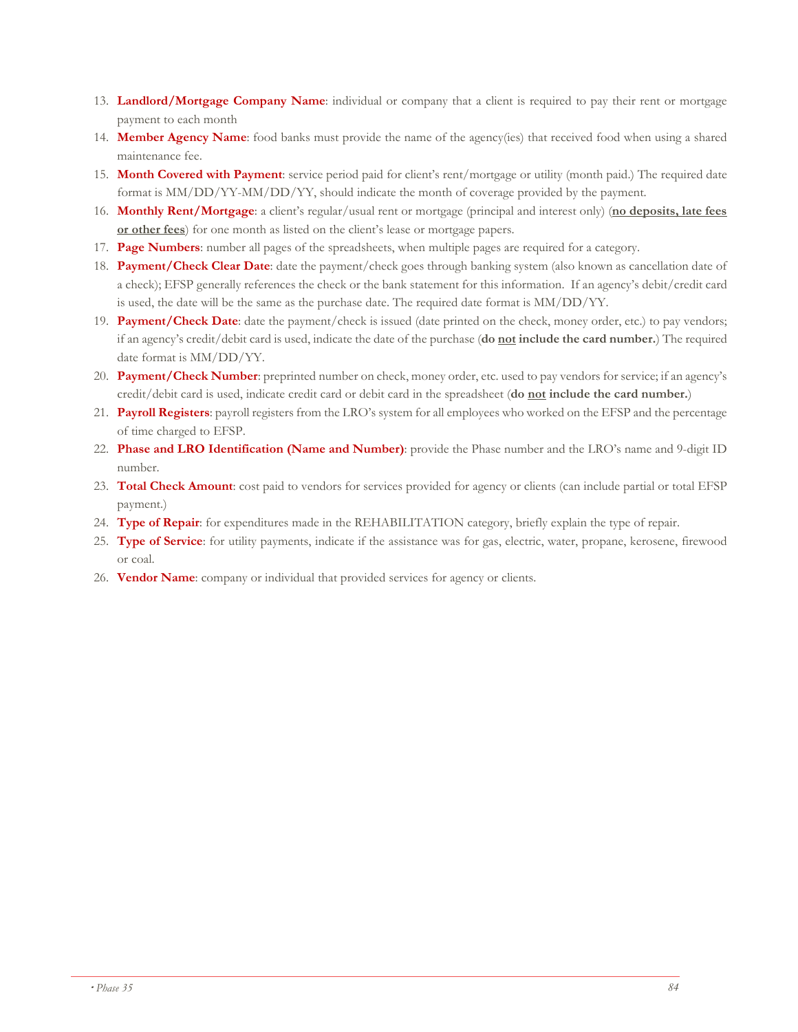13. **Landlord/Mortgage Company Name**: individual or company that a client is required to pay their rent or mortgage payment to each month
14. **Member Agency Name**: food banks must provide the name of the agency(ies) that received food when using a shared maintenance fee.
15. **Month Covered with Payment**: service period paid for client's rent/mortgage or utility (month paid.) The required date format is MM/DD/YY-MM/DD/YY, should indicate the month of coverage provided by the payment.
16. **Monthly Rent/Mortgage**: a client's regular/usual rent or mortgage (principal and interest only) (**no deposits, late fees or other fees**) for one month as listed on the client's lease or mortgage papers.
17. **Page Numbers**: number all pages of the spreadsheets, when multiple pages are required for a category.
18. **Payment/Check Clear Date**: date the payment/check goes through banking system (also known as cancellation date of a check); EFSP generally references the check or the bank statement for this information. If an agency's debit/credit card is used, the date will be the same as the purchase date. The required date format is MM/DD/YY.
19. **Payment/Check Date**: date the payment/check is issued (date printed on the check, money order, etc.) to pay vendors; if an agency's credit/debit card is used, indicate the date of the purchase (**do not include the card number.**) The required date format is MM/DD/YY.
20. **Payment/Check Number**: preprinted number on check, money order, etc. used to pay vendors for service; if an agency's credit/debit card is used, indicate credit card or debit card in the spreadsheet (**do not include the card number.**)
21. **Payroll Registers**: payroll registers from the LRO's system for all employees who worked on the EFSP and the percentage of time charged to EFSP.
22. **Phase and LRO Identification (Name and Number)**: provide the Phase number and the LRO's name and 9-digit ID number.
23. **Total Check Amount**: cost paid to vendors for services provided for agency or clients (can include partial or total EFSP payment.)
24. **Type of Repair**: for expenditures made in the REHABILITATION category, briefly explain the type of repair.
25. **Type of Service**: for utility payments, indicate if the assistance was for gas, electric, water, propane, kerosene, firewood or coal.
26. **Vendor Name**: company or individual that provided services for agency or clients.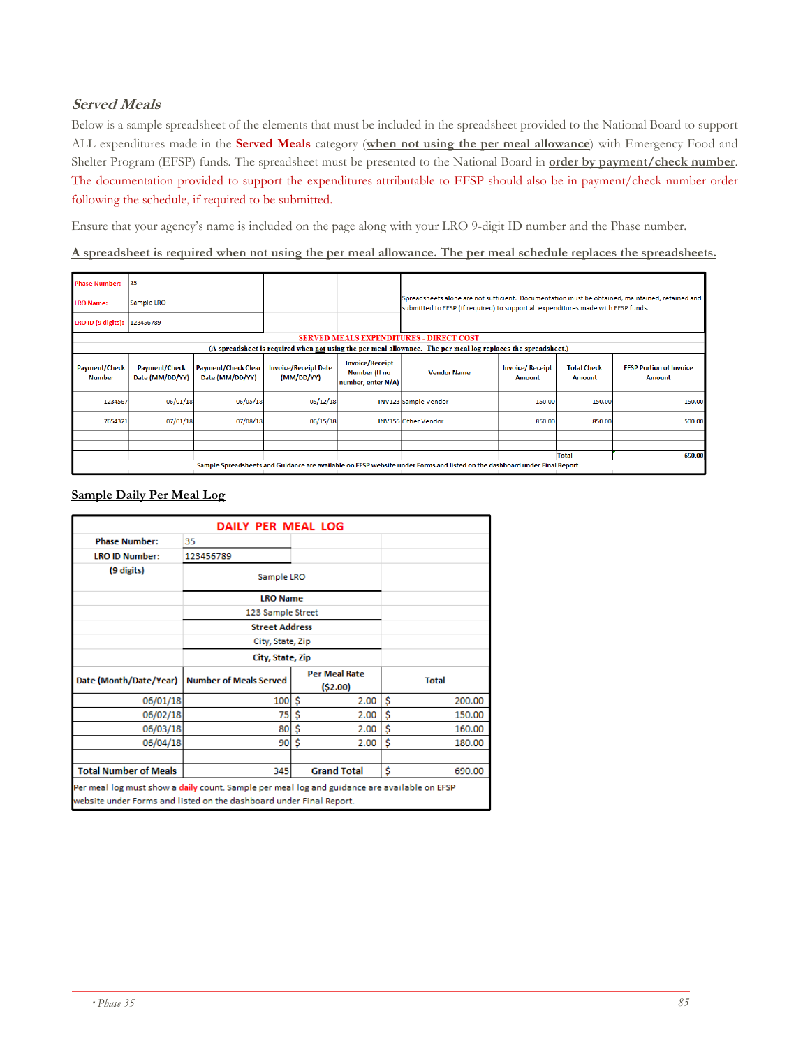### *Served Meals*

Below is a sample spreadsheet of the elements that must be included in the spreadsheet provided to the National Board to support ALL expenditures made in the **Served Meals** category (**when not using the per meal allowance**) with Emergency Food and Shelter Program (EFSP) funds. The spreadsheet must be presented to the National Board in **order by payment/check number**. The documentation provided to support the expenditures attributable to EFSP should also be in payment/check number order following the schedule, if required to be submitted.

Ensure that your agency's name is included on the page along with your LRO 9-digit ID number and the Phase number.

**A spreadsheet is required when not using the per meal allowance. The per meal schedule replaces the spreadsheets.**

| Phase Number: | 35 | | | | Spreadsheets alone are not sufficient. Documentation must be obtained, maintained, retained and submitted to EFSP (if required) to support all expenditures made with EFSP funds. | | | |
|---|---|---|---|---|---|---|---|---|
| LRO Name: | Sample LRO | | | | | | | |
| LRO ID (9 digits): | 123456789 | | | | | | | |
| **SERVED MEALS EXPENDITURES - DIRECT COST** | | | | | | | | |
| (A spreadsheet is required when not using the per meal allowance. The per meal log replaces the spreadsheet.) | | | | | | | | |
| **Payment/Check Number** | **Payment/Check Date (MM/DD/YY)** | **Payment/Check Clear Date (MM/DD/YY)** | **Invoice/Receipt Date (MM/DD/YY)** | **Invoice/Receipt Number (If no number, enter N/A)** | **Vendor Name** | **Invoice/ Receipt Amount** | **Total Check Amount** | **EFSP Portion of Invoice Amount** |
| 1234567 | 06/01/18 | 06/05/18 | 05/12/18 | INV123 | Sample Vendor | 150.00 | 150.00 | 150.00 |
| 7654321 | 07/01/18 | 07/08/18 | 06/15/18 | INV155 | Other Vendor | 850.00 | 850.00 | 500.00 |
| | | | | | | | | |
| | | | | | | | | |
| | | | | | | | Total | 650.00 |
| Sample Spreadsheets and Guidance are available on EFSP website under Forms and listed on the dashboard under Final Report. | | | | | | | | |

**Sample Daily Per Meal Log**

| **DAILY PER MEAL LOG** | | | |
|---|---|---|---|
| **Phase Number:** | 35 | | |
| **LRO ID Number:** | 123456789 | | |
| **(9 digits)** | Sample LRO | | |
| | **LRO Name** | | |
| | 123 Sample Street | | |
| | **Street Address** | | |
| | City, State, Zip | | |
| | **City, State, Zip** | | |
| **Date (Month/Date/Year)** | **Number of Meals Served** | **Per Meal Rate ($2.00)** | **Total** |
| 06/01/18 | 100 | $ 2.00 | $ 200.00 |
| 06/02/18 | 75 | $ 2.00 | $ 150.00 |
| 06/03/18 | 80 | $ 2.00 | $ 160.00 |
| 06/04/18 | 90 | $ 2.00 | $ 180.00 |
| | | | |
| **Total Number of Meals** | 345 | **Grand Total** | $ 690.00 |
| Per meal log must show a daily count. Sample per meal log and guidance are available on EFSP website under Forms and listed on the dashboard under Final Report. | | | |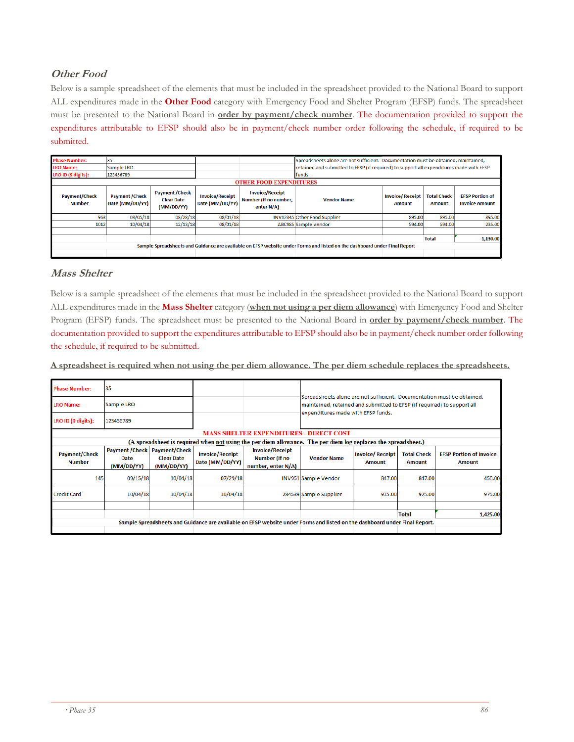## *Other Food*

Below is a sample spreadsheet of the elements that must be included in the spreadsheet provided to the National Board to support ALL expenditures made in the **Other Food** category with Emergency Food and Shelter Program (EFSP) funds. The spreadsheet must be presented to the National Board in **order by payment/check number**. The documentation provided to support the expenditures attributable to EFSP should also be in payment/check number order following the schedule, if required to be submitted.

| Phase Number: | 35 | | | | Spreadsheets alone are not sufficient. Documentation must be obtained, maintained, retained and submitted to EFSP (if required) to support all expenditures made with EFSP funds. | | | |
|---|---|---|---|---|---|---|---|---|
| LRO Name: | Sample LRO | | | | | | | |
| LRO ID (9 digits): | 123456789 | | | | | | | |
| OTHER FOOD EXPENDITURES | | | | | | | | |
| Payment/Check Number | Payment/Check Date (MM/DD/YY) | Payment/Check Clear Date (MM/DD/YY) | Invoice/Receipt Date (MM/DD/YY) | Invoice/Receipt Number (If no number, enter N/A) | Vendor Name | Invoice/ Receipt Amount | Total Check Amount | EFSP Portion of Invoice Amount |
| 963 | 08/05/18 | 08/28/18 | 08/01/18 | INV12345 | Other Food Supplier | 895.00 | 895.00 | 895.00 |
| 1012 | 10/04/18 | 12/13/18 | 08/01/18 | ABC985 | Sample Vendor | 594.00 | 594.00 | 235.00 |
| | | | | | | | | |
| | | | | | | | Total | 1,130.00 |
| Sample Spreadsheets and Guidance are available on EFSP website under Forms and listed on the dashboard under Final Report | | | | | | | | |

## *Mass Shelter*

Below is a sample spreadsheet of the elements that must be included in the spreadsheet provided to the National Board to support ALL expenditures made in the **Mass Shelter** category (**when not using a per diem allowance**) with Emergency Food and Shelter Program (EFSP) funds. The spreadsheet must be presented to the National Board in **order by payment/check number**. The documentation provided to support the expenditures attributable to EFSP should also be in payment/check number order following the schedule, if required to be submitted.

**A spreadsheet is required when not using the per diem allowance. The per diem schedule replaces the spreadsheets.**

| Phase Number: | 35 | | | | Spreadsheets alone are not sufficient. Documentation must be obtained, maintained, retained and submitted to EFSP (if required) to support all expenditures made with EFSP funds. | | | |
|---|---|---|---|---|---|---|---|---|
| LRO Name: | Sample LRO | | | | | | | |
| LRO ID (9 digits): | 123456789 | | | | | | | |
| MASS SHELTER EXPENDITURES - DIRECT COST | | | | | | | | |
| (A spreadsheet is required when not using the per diem allowance. The per diem log replaces the spreadsheet.) | | | | | | | | |
| Payment/Check Number | Payment /Check Date (MM/DD/YY) | Payment/Check Clear Date (MM/DD/YY) | Invoice/Receipt Date (MM/DD/YY) | Invoice/Receipt Number (If no number, enter N/A) | Vendor Name | Invoice/ Receipt Amount | Total Check Amount | EFSP Portion of Invoice Amount |
| 145 | 09/15/18 | 10/04/18 | 07/29/18 | INV951 | Sample Vendor | 847.00 | 847.00 | 450.00 |
| Credit Card | 10/04/18 | 10/04/18 | 10/04/18 | 284539 | Sample Supplier | 975.00 | 975.00 | 975.00 |
| | | | | | | | | |
| | | | | | | | Total | 1,425.00 |
| Sample Spreadsheets and Guidance are available on EFSP website under Forms and listed on the dashboard under Final Report. | | | | | | | | |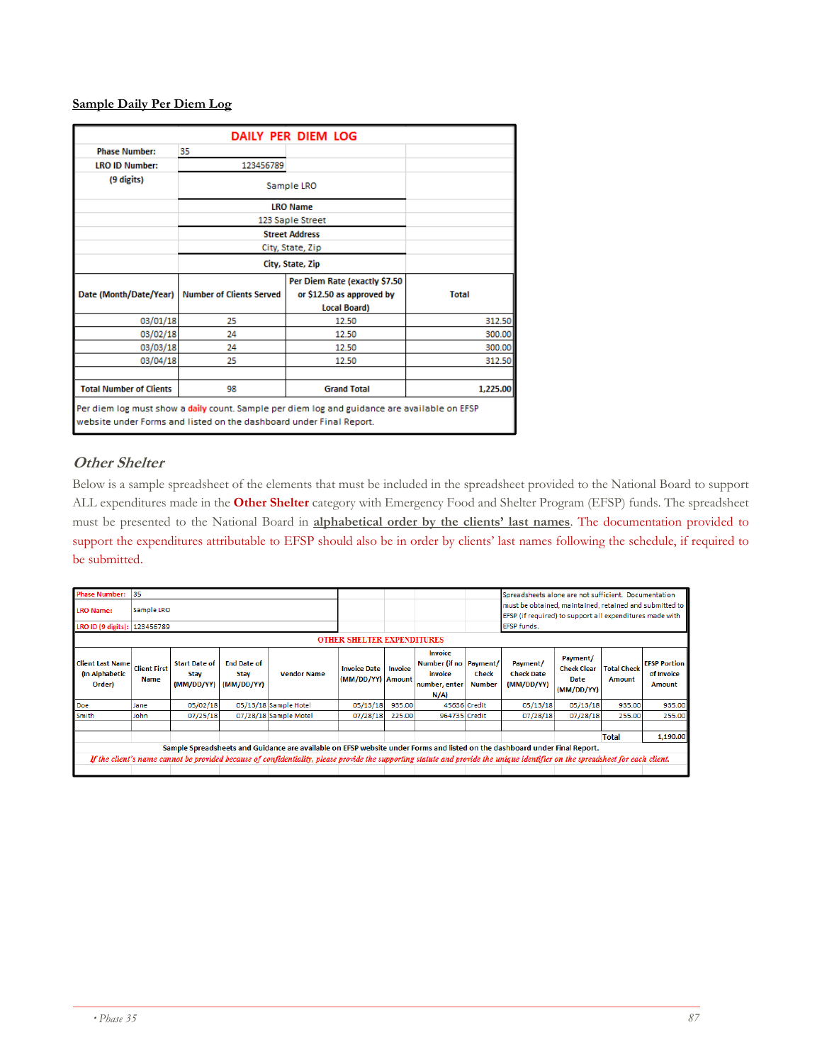**Sample Daily Per Diem Log**

| DAILY PER DIEM LOG | | | |
|---|---|---|---|
| Phase Number: | 35 | | |
| LRO ID Number: | 123456789 | | |
| (9 digits) | Sample LRO | | |
| | LRO Name | | |
| | 123 Saple Street | | |
| | Street Address | | |
| | City, State, Zip | | |
| | City, State, Zip | | |
| Date (Month/Date/Year) | Number of Clients Served | Per Diem Rate (exactly $7.50 or $12.50 as approved by Local Board) | Total |
| 03/01/18 | 25 | 12.50 | 312.50 |
| 03/02/18 | 24 | 12.50 | 300.00 |
| 03/03/18 | 24 | 12.50 | 300.00 |
| 03/04/18 | 25 | 12.50 | 312.50 |
| | | | |
| Total Number of Clients | 98 | Grand Total | 1,225.00 |

Per diem log must show a daily count. Sample per diem log and guidance are available on EFSP website under Forms and listed on the dashboard under Final Report.

## *Other Shelter*

Below is a sample spreadsheet of the elements that must be included in the spreadsheet provided to the National Board to support ALL expenditures made in the **Other Shelter** category with Emergency Food and Shelter Program (EFSP) funds. The spreadsheet must be presented to the National Board in **alphabetical order by the clients' last names**. The documentation provided to support the expenditures attributable to EFSP should also be in order by clients' last names following the schedule, if required to be submitted.

| Phase Number: | 35 | | | | | | | | | | | |
|---|---|---|---|---|---|---|---|---|---|---|---|---|
| LRO Name: | Sample LRO | | | | | | | | Spreadsheets alone are not sufficient. Documentation must be obtained, maintained, retained and submitted to EFSP (if required) to support all expenditures made with EFSP funds. | | | |
| LRO ID (9 digits): | 123456789 | | | | | | | | | | | |
| OTHER SHELTER EXPENDITURES | | | | | | | | | | | | |
| Client Last Name (In Alphabetic Order) | Client First Name | Start Date of Stay (MM/DD/YY) | End Date of Stay (MM/DD/YY) | Vendor Name | Invoice Date (MM/DD/YY) | Invoice Amount | Invoice Number (if no invoice number, enter N/A) | Payment/ Check Number | Payment/ Check Date (MM/DD/YY) | Payment/ Check Clear Date (MM/DD/YY) | Total Check Amount | EFSP Portion of Invoice Amount |
| Doe | Jane | 05/02/18 | 05/13/18 | Sample Hotel | 05/13/18 | 935.00 | 45686 | Credit | 05/13/18 | 05/13/18 | 935.00 | 935.00 |
| Smith | John | 07/25/18 | 07/28/18 | Sample Motel | 07/28/18 | 225.00 | 964735 | Credit | 07/28/18 | 07/28/18 | 255.00 | 255.00 |
| | | | | | | | | | | | | |
| | | | | | | | | | | | Total | 1,190.00 |

Sample Spreadsheets and Guidance are available on EFSP website under Forms and listed on the dashboard under Final Report.

*If the client's name cannot be provided because of confidentiality, please provide the supporting statute and provide the unique identifier on the spreadsheet for each client.*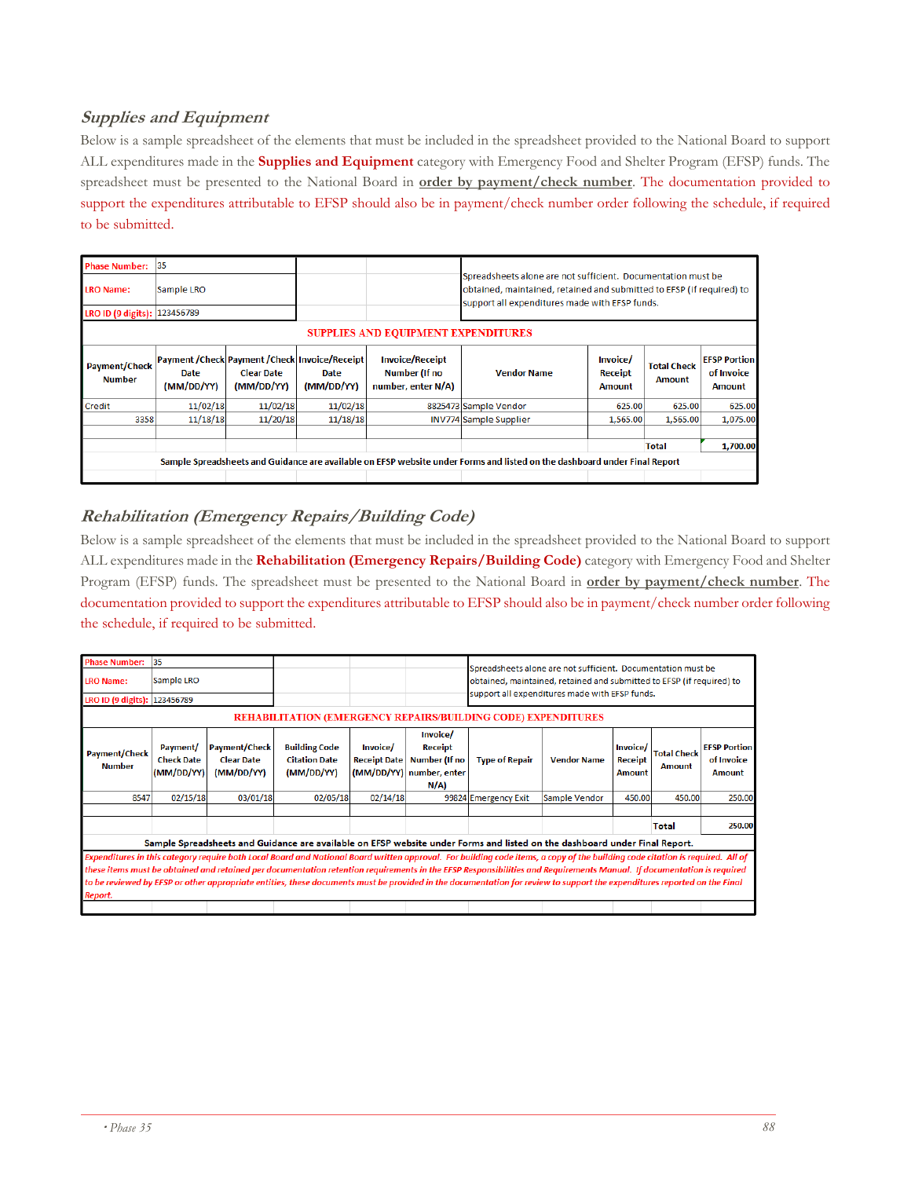## *Supplies and Equipment*

Below is a sample spreadsheet of the elements that must be included in the spreadsheet provided to the National Board to support ALL expenditures made in the **Supplies and Equipment** category with Emergency Food and Shelter Program (EFSP) funds. The spreadsheet must be presented to the National Board in **order by payment/check number**. The documentation provided to support the expenditures attributable to EFSP should also be in payment/check number order following the schedule, if required to be submitted.

| Phase Number: | 35 | | | | Spreadsheets alone are not sufficient. Documentation must be obtained, maintained, retained and submitted to EFSP (if required) to support all expenditures made with EFSP funds. | | | |
|---|---|---|---|---|---|---|---|---|
| LRO Name: | Sample LRO | | | | | | | |
| LRO ID (9 digits): | 123456789 | | | | | | | |
| **SUPPLIES AND EQUIPMENT EXPENDITURES** | | | | | | | | |
| **Payment/Check Number** | **Payment /Check Date (MM/DD/YY)** | **Payment /Check Clear Date (MM/DD/YY)** | **Invoice/Receipt Date (MM/DD/YY)** | **Invoice/Receipt Number (If no number, enter N/A)** | **Vendor Name** | **Invoice/ Receipt Amount** | **Total Check Amount** | **EFSP Portion of Invoice Amount** |
| Credit | 11/02/18 | 11/02/18 | 11/02/18 | 8825473 | Sample Vendor | 625.00 | 625.00 | 625.00 |
| 3358 | 11/18/18 | 11/20/18 | 11/18/18 | INV774 | Sample Supplier | 1,565.00 | 1,565.00 | 1,075.00 |
| | | | | | | | **Total** | **1,700.00** |
| **Sample Spreadsheets and Guidance are available on EFSP website under Forms and listed on the dashboard under Final Report** | | | | | | | | |

## *Rehabilitation (Emergency Repairs/Building Code)*

Below is a sample spreadsheet of the elements that must be included in the spreadsheet provided to the National Board to support ALL expenditures made in the **Rehabilitation (Emergency Repairs/Building Code)** category with Emergency Food and Shelter Program (EFSP) funds. The spreadsheet must be presented to the National Board in **order by payment/check number**. The documentation provided to support the expenditures attributable to EFSP should also be in payment/check number order following the schedule, if required to be submitted.

| Phase Number: | 35 | | | | | Spreadsheets alone are not sufficient. Documentation must be obtained, maintained, retained and submitted to EFSP (if required) to support all expenditures made with EFSP funds. | | | | |
|---|---|---|---|---|---|---|---|---|---|---|
| LRO Name: | Sample LRO | | | | | | | | | |
| LRO ID (9 digits): | 123456789 | | | | | | | | | |
| **REHABILITATION (EMERGENCY REPAIRS/BUILDING CODE) EXPENDITURES** | | | | | | | | | | |
| **Payment/Check Number** | **Payment/ Check Date (MM/DD/YY)** | **Payment/Check Clear Date (MM/DD/YY)** | **Building Code Citation Date (MM/DD/YY)** | **Invoice/ Receipt Date (MM/DD/YY)** | **Invoice/ Receipt Number (If no number, enter N/A)** | **Type of Repair** | **Vendor Name** | **Invoice/ Receipt Amount** | **Total Check Amount** | **EFSP Portion of Invoice Amount** |
| 8547 | 02/15/18 | 03/01/18 | 02/05/18 | 02/14/18 | 99824 | Emergency Exit | Sample Vendor | 450.00 | 450.00 | 250.00 |
| | | | | | | | | | **Total** | **250.00** |
| **Sample Spreadsheets and Guidance are available on EFSP website under Forms and listed on the dashboard under Final Report.** | | | | | | | | | | |
| *Expenditures in this category require both Local Board and National Board written approval. For building code items, a copy of the building code citation is required. All of these items must be obtained and retained per documentation retention requirements in the EFSP Responsibilities and Requirements Manual. If documentation is required to be reviewed by EFSP or other appropriate entities, these documents must be provided in the documentation for review to support the expenditures reported on the Final Report.* | | | | | | | | | | |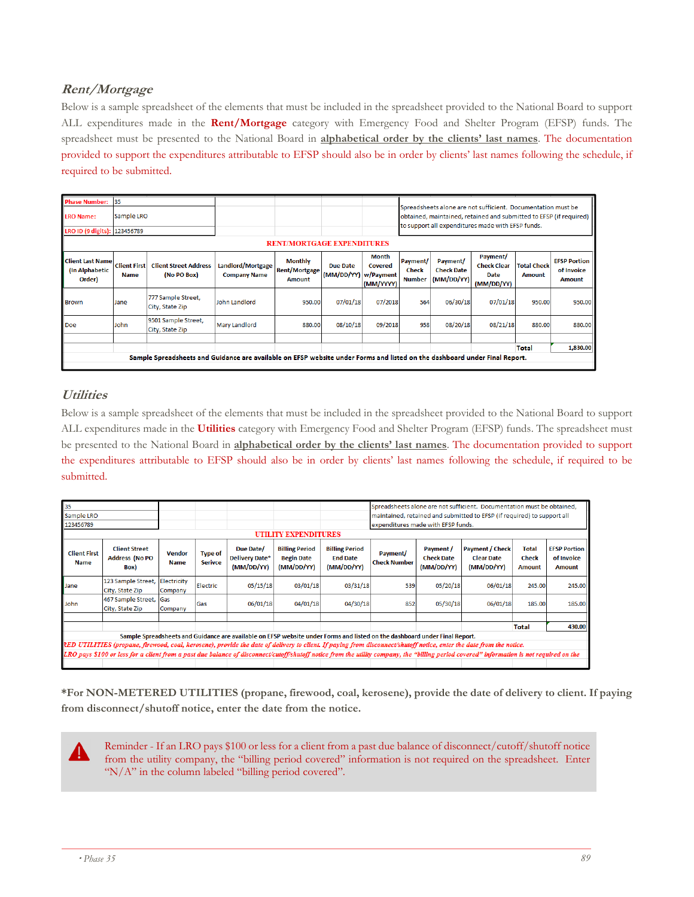## *Rent/Mortgage*

Below is a sample spreadsheet of the elements that must be included in the spreadsheet provided to the National Board to support ALL expenditures made in the **Rent/Mortgage** category with Emergency Food and Shelter Program (EFSP) funds. The spreadsheet must be presented to the National Board in **alphabetical order by the clients' last names**. The documentation provided to support the expenditures attributable to EFSP should also be in order by clients' last names following the schedule, if required to be submitted.

| Phase Number: | 35 | | | | | | Spreadsheets alone are not sufficient. Documentation must be obtained, maintained, retained and submitted to EFSP (if required) to support all expenditures made with EFSP funds. | | | | |
|---|---|---|---|---|---|---|---|---|---|---|---|
| LRO Name: | Sample LRO | | | | | | | | | | |
| LRO ID (9 digits): | 123456789 | | | | | | | | | | |
| RENT/MORTGAGE EXPENDITURES | | | | | | | | | | | |
| Client Last Name (In Alphabetic Order) | Client First Name | Client Street Address (No PO Box) | Landlord/Mortgage Company Name | Monthly Rent/Mortgage Amount | Due Date (MM/DD/YY) | Month Covered w/Payment (MM/YYYY) | Payment/ Check Number | Payment/ Check Date (MM/DD/YY) | Payment/ Check Clear Date (MM/DD/YY) | Total Check Amount | EFSP Portion of Invoice Amount |
| Brown | Jane | 777 Sample Street, City, State Zip | John Landlord | 950.00 | 07/01/18 | 07/2018 | 564 | 06/30/18 | 07/01/18 | 950.00 | 950.00 |
| Doe | John | 9501 Sample Street, City, State Zip | Mary Landlord | 880.00 | 08/10/18 | 09/2018 | 958 | 08/20/18 | 08/21/18 | 880.00 | 880.00 |
| | | | | | | | | | | Total | 1,830.00 |
| Sample Spreadsheets and Guidance are available on EFSP website under Forms and listed on the dashboard under Final Report. | | | | | | | | | | | |

## *Utilities*

Below is a sample spreadsheet of the elements that must be included in the spreadsheet provided to the National Board to support ALL expenditures made in the **Utilities** category with Emergency Food and Shelter Program (EFSP) funds. The spreadsheet must be presented to the National Board in **alphabetical order by the clients' last names**. The documentation provided to support the expenditures attributable to EFSP should also be in order by clients' last names following the schedule, if required to be submitted.

| 35 | | | | | | | Spreadsheets alone are not sufficient. Documentation must be obtained, maintained, retained and submitted to EFSP (if required) to support all expenditures made with EFSP funds. | | | | |
|---|---|---|---|---|---|---|---|---|---|---|---|
| Sample LRO | | | | | | | | | | | |
| 123456789 | | | | | | | | | | | |
| UTILITY EXPENDITURES | | | | | | | | | | | |
| Client First Name | Client Street Address (No PO Box) | Vendor Name | Type of Serivce | Due Date/ Delivery Date* (MM/DD/YY) | Billing Period Begin Date (MM/DD/YY) | Billing Period End Date (MM/DD/YY) | Payment/ Check Number | Payment / Check Date (MM/DD/YY) | Payment / Check Clear Date (MM/DD/YY) | Total Check Amount | EFSP Portion of Invoice Amount |
| Jane | 123 Sample Street, City, State Zip | Electricity Company | Electric | 05/15/18 | 03/01/18 | 03/31/18 | 539 | 05/20/18 | 06/01/18 | 245.00 | 245.00 |
| John | 467 Sample Street, City, State Zip | Gas Company | Gas | 06/01/18 | 04/01/18 | 04/30/18 | 852 | 05/30/18 | 06/01/18 | 185.00 | 185.00 |
| | | | | | | | | | Total | | 430.00 |
| Sample Spreadsheets and Guidance are available on EFSP website under Forms and listed on the dashboard under Final Report. | | | | | | | | | | | |
| *RED UTILITIES (propane, firewood, coal, kerosene), provide the date of delivery to client. If paying from disconnect/cutoff/shutoff notice, enter the date from the notice.* | | | | | | | | | | | |
| *LRO pays $100 or less for a client from a past due balance of disconnect/cutoff/shutoff notice from the utility company, the "billing period covered" information is not required on the* | | | | | | | | | | | |

**\*For NON-METERED UTILITIES (propane, firewood, coal, kerosene), provide the date of delivery to client. If paying from disconnect/shutoff notice, enter the date from the notice.**

Reminder - If an LRO pays $100 or less for a client from a past due balance of disconnect/cutoff/shutoff notice from the utility company, the "billing period covered" information is not required on the spreadsheet. Enter "N/A" in the column labeled "billing period covered".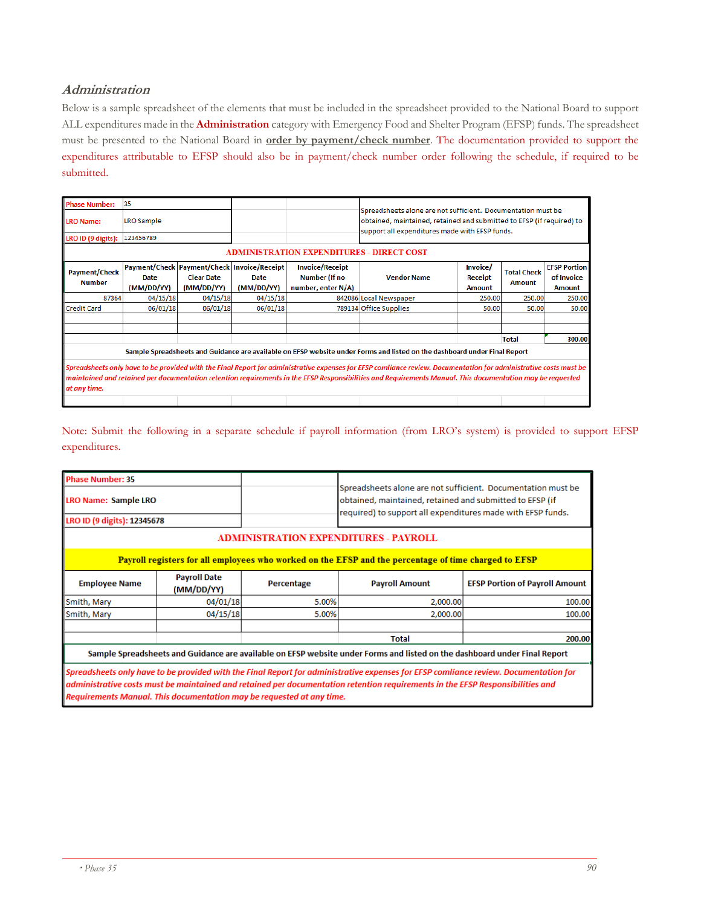## *Administration*

Below is a sample spreadsheet of the elements that must be included in the spreadsheet provided to the National Board to support ALL expenditures made in the **Administration** category with Emergency Food and Shelter Program (EFSP) funds. The spreadsheet must be presented to the National Board in **order by payment/check number**. The documentation provided to support the expenditures attributable to EFSP should also be in payment/check number order following the schedule, if required to be submitted.

| Phase Number: | 35 | | | | Spreadsheets alone are not sufficient. Documentation must be obtained, maintained, retained and submitted to EFSP (if required) to support all expenditures made with EFSP funds. | | | |
|---|---|---|---|---|---|---|---|---|
| LRO Name: | LRO Sample | | | | | | | |
| LRO ID (9 digits): | 123456789 | | | | | | | |
| **ADMINISTRATION EXPENDITURES - DIRECT COST** | | | | | | | | |
| Payment/Check Number | Payment/Check Date (MM/DD/YY) | Payment/Check Clear Date (MM/DD/YY) | Invoice/Receipt Date (MM/DD/YY) | Invoice/Receipt Number (If no number, enter N/A) | Vendor Name | Invoice/ Receipt Amount | Total Check Amount | EFSP Portion of Invoice Amount |
| 87364 | 04/15/18 | 04/15/18 | 04/15/18 | 842086 | Local Newspaper | 250.00 | 250.00 | 250.00 |
| Credit Card | 06/01/18 | 06/01/18 | 06/01/18 | 789134 | Office Supplies | 50.00 | 50.00 | 50.00 |
| | | | | | | | | |
| | | | | | | | **Total** | **300.00** |
| Sample Spreadsheets and Guidance are available on EFSP website under Forms and listed on the dashboard under Final Report | | | | | | | | |
| *Spreadsheets only have to be provided with the Final Report for administrative expenses for EFSP comliance review. Documentation for administrative costs must be maintained and retained per documentation retention requirements in the EFSP Responsibilities and Requirements Manual. This documentation may be requested at any time.* | | | | | | | | |

Note: Submit the following in a separate schedule if payroll information (from LRO's system) is provided to support EFSP expenditures.

| Phase Number: 35 | | | Spreadsheets alone are not sufficient. Documentation must be obtained, maintained, retained and submitted to EFSP (if required) to support all expenditures made with EFSP funds. | |
|---|---|---|---|---|
| LRO Name: Sample LRO | | | | |
| LRO ID (9 digits): 12345678 | | | | |
| **ADMINISTRATION EXPENDITURES - PAYROLL** | | | | |
| **Payroll registers for all employees who worked on the EFSP and the percentage of time charged to EFSP** | | | | |
| **Employee Name** | **Payroll Date (MM/DD/YY)** | **Percentage** | **Payroll Amount** | **EFSP Portion of Payroll Amount** |
| Smith, Mary | 04/01/18 | 5.00% | 2,000.00 | 100.00 |
| Smith, Mary | 04/15/18 | 5.00% | 2,000.00 | 100.00 |
| | | | | |
| | | | **Total** | **200.00** |
| **Sample Spreadsheets and Guidance are available on EFSP website under Forms and listed on the dashboard under Final Report** | | | | |
| ***Spreadsheets only have to be provided with the Final Report for administrative expenses for EFSP comliance review. Documentation for administrative costs must be maintained and retained per documentation retention requirements in the EFSP Responsibilities and Requirements Manual. This documentation may be requested at any time.*** | | | | |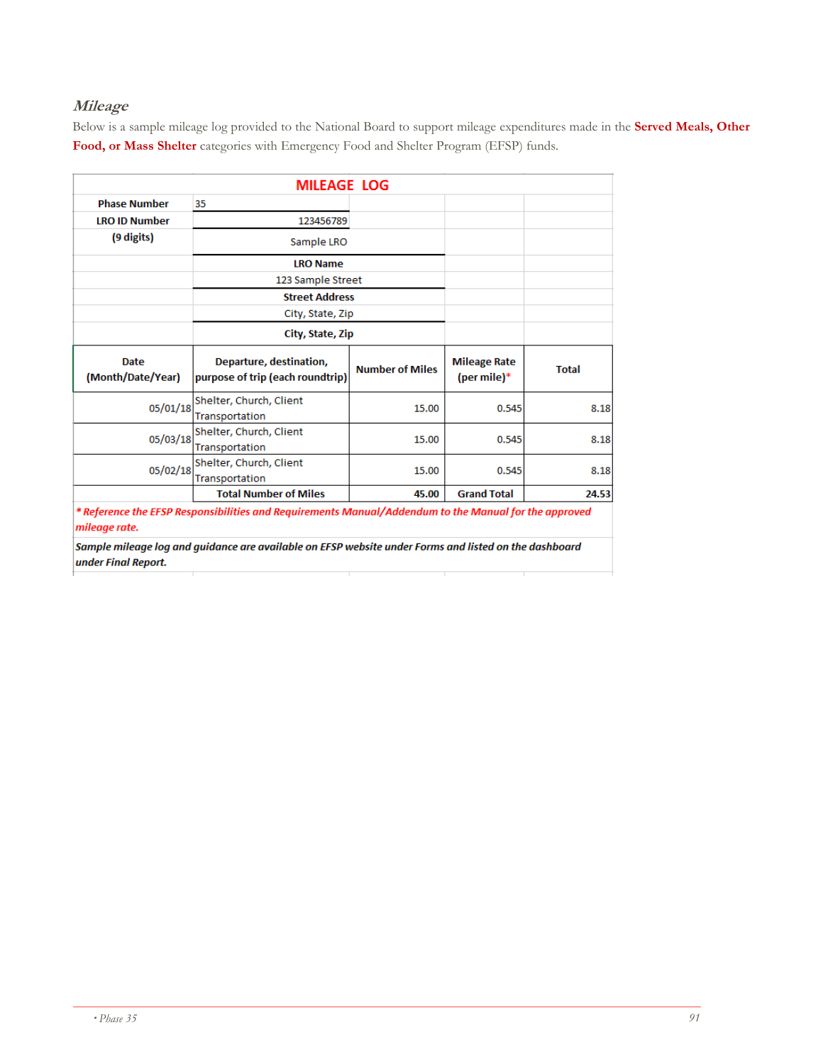### *Mileage*

Below is a sample mileage log provided to the National Board to support mileage expenditures made in the **Served Meals, Other Food, or Mass Shelter** categories with Emergency Food and Shelter Program (EFSP) funds.

| | | | | |
|---|---|---|---|---|
| **MILEAGE LOG** | | | | |
| **Phase Number** | 35 | | | |
| **LRO ID Number (9 digits)** | 123456789 | | | |
| | Sample LRO | | | |
| | **LRO Name** | | | |
| | 123 Sample Street | | | |
| | **Street Address** | | | |
| | City, State, Zip | | | |
| | **City, State, Zip** | | | |
| **Date (Month/Date/Year)** | **Departure, destination, purpose of trip (each roundtrip)** | **Number of Miles** | **Mileage Rate (per mile)*** | **Total** |
| 05/01/18 | Shelter, Church, Client Transportation | 15.00 | 0.545 | 8.18 |
| 05/03/18 | Shelter, Church, Client Transportation | 15.00 | 0.545 | 8.18 |
| 05/02/18 | Shelter, Church, Client Transportation | 15.00 | 0.545 | 8.18 |
| | **Total Number of Miles** | **45.00** | **Grand Total** | **24.53** |

***\* Reference the EFSP Responsibilities and Requirements Manual/Addendum to the Manual for the approved mileage rate.***

***Sample mileage log and guidance are available on EFSP website under Forms and listed on the dashboard under Final Report.***